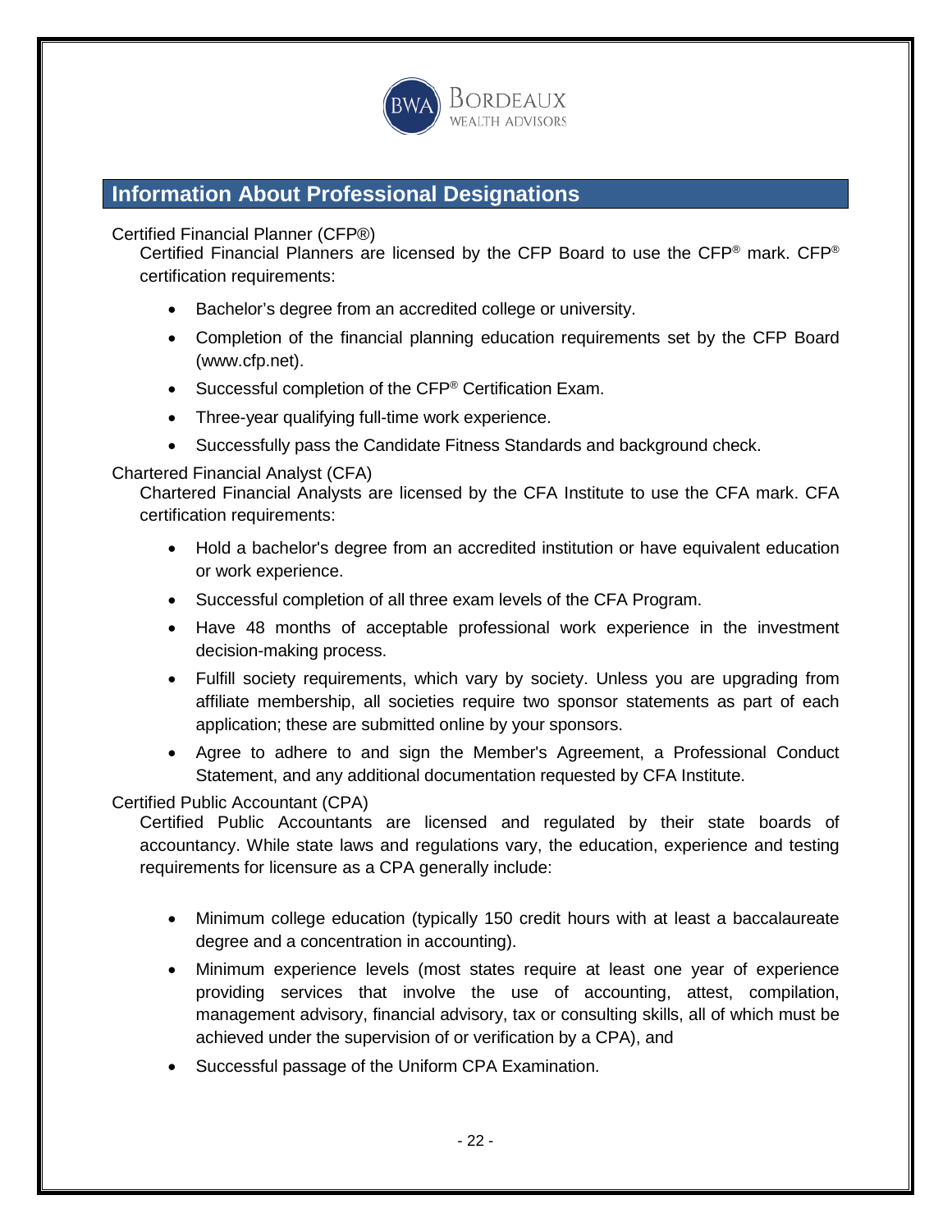## Information About Professional Designations

Certified Financial Planner (CFP®)

Certified Financial Planners are licensed by the CFP Board to use the CFP® mark. CFP® certification requirements:

- Bachelor's degree from an accredited college or university.
- Completion of the financial planning education requirements set by the CFP Board (www.cfp.net).
- Successful completion of the CFP® Certification Exam.
- Three-year qualifying full-time work experience.
- Successfully pass the Candidate Fitness Standards and background check.

Chartered Financial Analyst (CFA)

Chartered Financial Analysts are licensed by the CFA Institute to use the CFA mark. CFA certification requirements:

- Hold a bachelor's degree from an accredited institution or have equivalent education or work experience.
- Successful completion of all three exam levels of the CFA Program.
- Have 48 months of acceptable professional work experience in the investment decision-making process.
- Fulfill society requirements, which vary by society. Unless you are upgrading from affiliate membership, all societies require two sponsor statements as part of each application; these are submitted online by your sponsors.
- Agree to adhere to and sign the Member's Agreement, a Professional Conduct Statement, and any additional documentation requested by CFA Institute.

Certified Public Accountant (CPA)

Certified Public Accountants are licensed and regulated by their state boards of accountancy. While state laws and regulations vary, the education, experience and testing requirements for licensure as a CPA generally include:

- Minimum college education (typically 150 credit hours with at least a baccalaureate degree and a concentration in accounting).
- Minimum experience levels (most states require at least one year of experience providing services that involve the use of accounting, attest, compilation, management advisory, financial advisory, tax or consulting skills, all of which must be achieved under the supervision of or verification by a CPA), and
- Successful passage of the Uniform CPA Examination.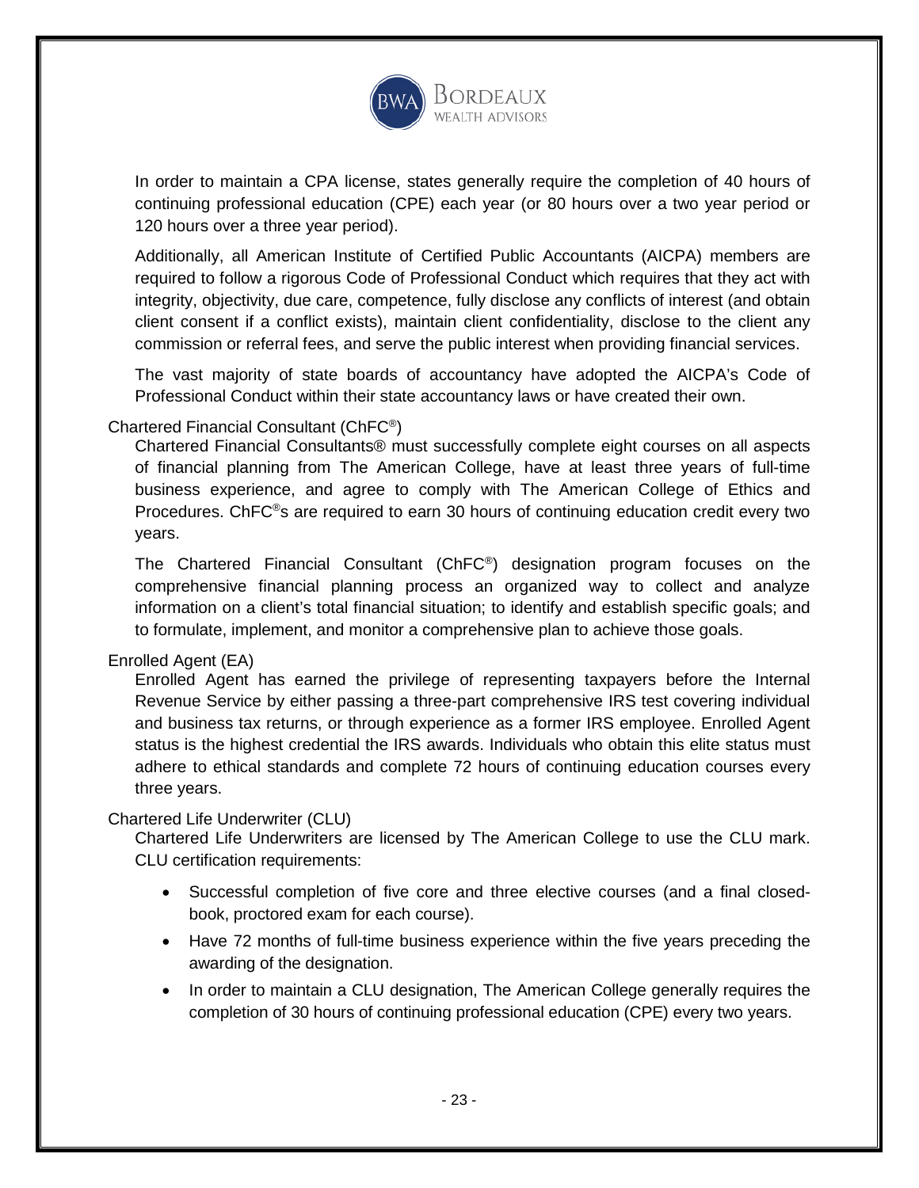In order to maintain a CPA license, states generally require the completion of 40 hours of continuing professional education (CPE) each year (or 80 hours over a two year period or 120 hours over a three year period).

Additionally, all American Institute of Certified Public Accountants (AICPA) members are required to follow a rigorous Code of Professional Conduct which requires that they act with integrity, objectivity, due care, competence, fully disclose any conflicts of interest (and obtain client consent if a conflict exists), maintain client confidentiality, disclose to the client any commission or referral fees, and serve the public interest when providing financial services.

The vast majority of state boards of accountancy have adopted the AICPA's Code of Professional Conduct within their state accountancy laws or have created their own.

Chartered Financial Consultant (ChFC®)

Chartered Financial Consultants® must successfully complete eight courses on all aspects of financial planning from The American College, have at least three years of full-time business experience, and agree to comply with The American College of Ethics and Procedures. ChFC®s are required to earn 30 hours of continuing education credit every two years.

The Chartered Financial Consultant (ChFC®) designation program focuses on the comprehensive financial planning process an organized way to collect and analyze information on a client's total financial situation; to identify and establish specific goals; and to formulate, implement, and monitor a comprehensive plan to achieve those goals.

Enrolled Agent (EA)

Enrolled Agent has earned the privilege of representing taxpayers before the Internal Revenue Service by either passing a three-part comprehensive IRS test covering individual and business tax returns, or through experience as a former IRS employee. Enrolled Agent status is the highest credential the IRS awards. Individuals who obtain this elite status must adhere to ethical standards and complete 72 hours of continuing education courses every three years.

Chartered Life Underwriter (CLU)

Chartered Life Underwriters are licensed by The American College to use the CLU mark. CLU certification requirements:

- Successful completion of five core and three elective courses (and a final closed-book, proctored exam for each course).
- Have 72 months of full-time business experience within the five years preceding the awarding of the designation.
- In order to maintain a CLU designation, The American College generally requires the completion of 30 hours of continuing professional education (CPE) every two years.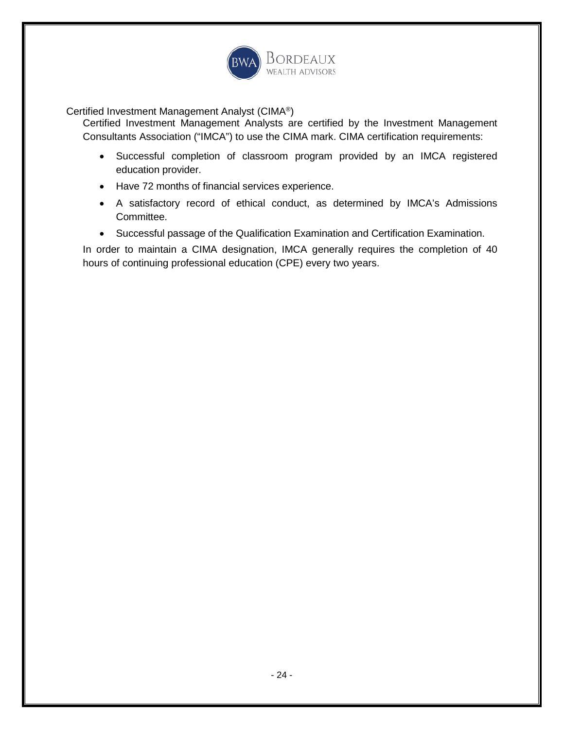Certified Investment Management Analyst (CIMA®)

Certified Investment Management Analysts are certified by the Investment Management Consultants Association ("IMCA") to use the CIMA mark. CIMA certification requirements:

- Successful completion of classroom program provided by an IMCA registered education provider.
- Have 72 months of financial services experience.
- A satisfactory record of ethical conduct, as determined by IMCA's Admissions Committee.
- Successful passage of the Qualification Examination and Certification Examination.

In order to maintain a CIMA designation, IMCA generally requires the completion of 40 hours of continuing professional education (CPE) every two years.